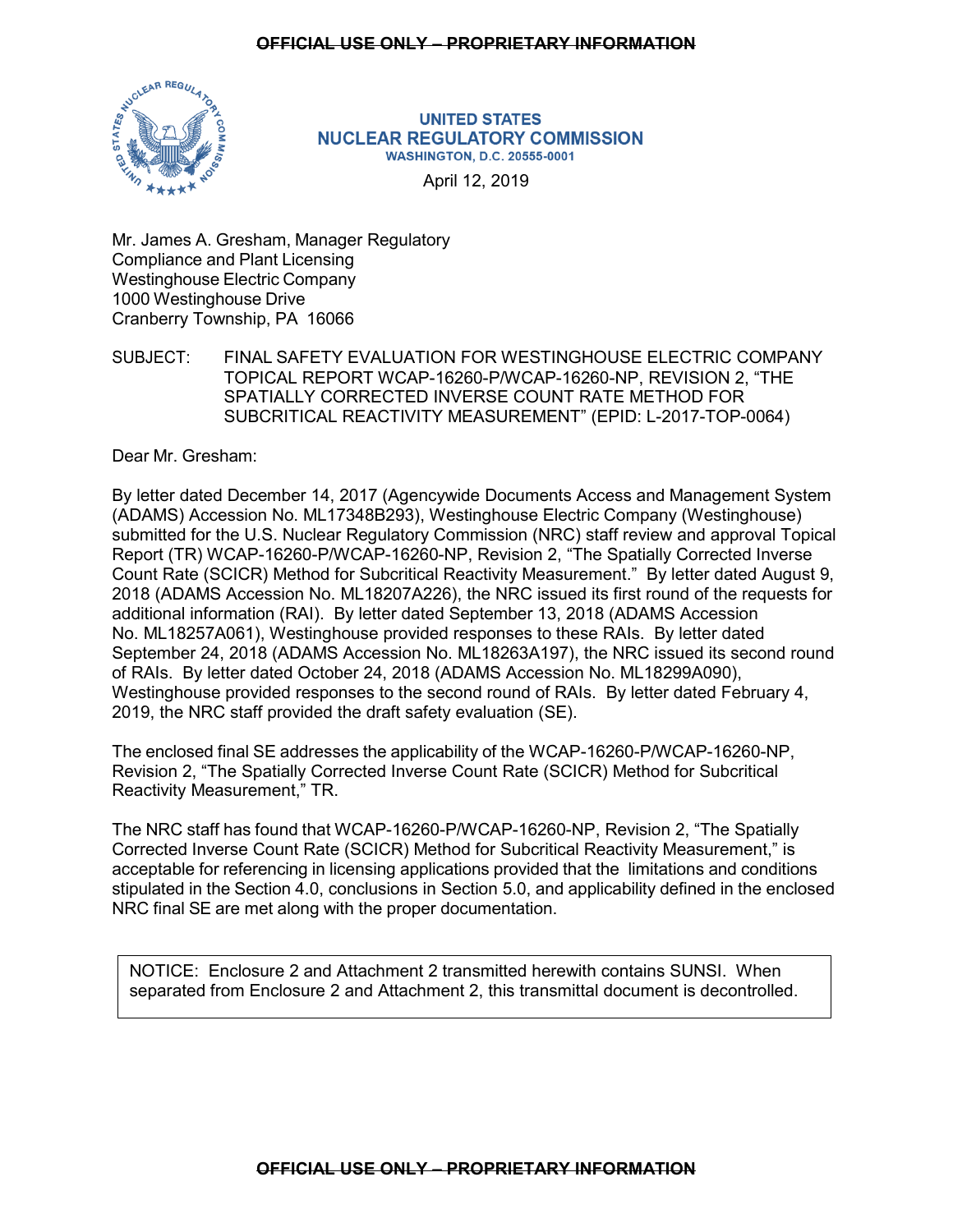UNITED STATES
NUCLEAR REGULATORY COMMISSION
WASHINGTON, D.C. 20555-0001

April 12, 2019

Mr. James A. Gresham, Manager Regulatory
Compliance and Plant Licensing
Westinghouse Electric Company
1000 Westinghouse Drive
Cranberry Township, PA 16066

SUBJECT: FINAL SAFETY EVALUATION FOR WESTINGHOUSE ELECTRIC COMPANY TOPICAL REPORT WCAP-16260-P/WCAP-16260-NP, REVISION 2, "THE SPATIALLY CORRECTED INVERSE COUNT RATE METHOD FOR SUBCRITICAL REACTIVITY MEASUREMENT" (EPID: L-2017-TOP-0064)

Dear Mr. Gresham:

By letter dated December 14, 2017 (Agencywide Documents Access and Management System (ADAMS) Accession No. ML17348B293), Westinghouse Electric Company (Westinghouse) submitted for the U.S. Nuclear Regulatory Commission (NRC) staff review and approval Topical Report (TR) WCAP-16260-P/WCAP-16260-NP, Revision 2, "The Spatially Corrected Inverse Count Rate (SCICR) Method for Subcritical Reactivity Measurement." By letter dated August 9, 2018 (ADAMS Accession No. ML18207A226), the NRC issued its first round of the requests for additional information (RAI). By letter dated September 13, 2018 (ADAMS Accession No. ML18257A061), Westinghouse provided responses to these RAIs. By letter dated September 24, 2018 (ADAMS Accession No. ML18263A197), the NRC issued its second round of RAIs. By letter dated October 24, 2018 (ADAMS Accession No. ML18299A090), Westinghouse provided responses to the second round of RAIs. By letter dated February 4, 2019, the NRC staff provided the draft safety evaluation (SE).

The enclosed final SE addresses the applicability of the WCAP-16260-P/WCAP-16260-NP, Revision 2, "The Spatially Corrected Inverse Count Rate (SCICR) Method for Subcritical Reactivity Measurement," TR.

The NRC staff has found that WCAP-16260-P/WCAP-16260-NP, Revision 2, "The Spatially Corrected Inverse Count Rate (SCICR) Method for Subcritical Reactivity Measurement," is acceptable for referencing in licensing applications provided that the limitations and conditions stipulated in the Section 4.0, conclusions in Section 5.0, and applicability defined in the enclosed NRC final SE are met along with the proper documentation.

NOTICE: Enclosure 2 and Attachment 2 transmitted herewith contains SUNSI. When separated from Enclosure 2 and Attachment 2, this transmittal document is decontrolled.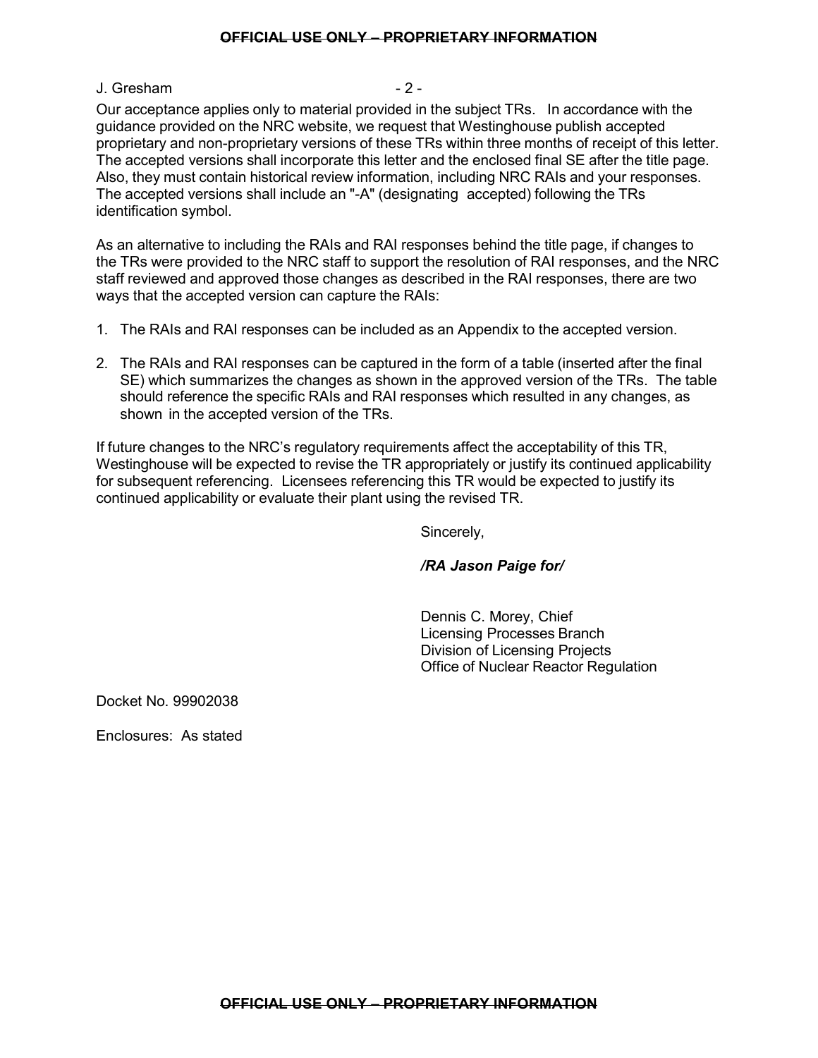Our acceptance applies only to material provided in the subject TRs. In accordance with the guidance provided on the NRC website, we request that Westinghouse publish accepted proprietary and non-proprietary versions of these TRs within three months of receipt of this letter. The accepted versions shall incorporate this letter and the enclosed final SE after the title page. Also, they must contain historical review information, including NRC RAIs and your responses. The accepted versions shall include an "-A" (designating accepted) following the TRs identification symbol.

As an alternative to including the RAIs and RAI responses behind the title page, if changes to the TRs were provided to the NRC staff to support the resolution of RAI responses, and the NRC staff reviewed and approved those changes as described in the RAI responses, there are two ways that the accepted version can capture the RAIs:

1. The RAIs and RAI responses can be included as an Appendix to the accepted version.

2. The RAIs and RAI responses can be captured in the form of a table (inserted after the final SE) which summarizes the changes as shown in the approved version of the TRs. The table should reference the specific RAIs and RAI responses which resulted in any changes, as shown in the accepted version of the TRs.

If future changes to the NRC's regulatory requirements affect the acceptability of this TR, Westinghouse will be expected to revise the TR appropriately or justify its continued applicability for subsequent referencing. Licensees referencing this TR would be expected to justify its continued applicability or evaluate their plant using the revised TR.

Sincerely,

***/RA Jason Paige for/***

Dennis C. Morey, Chief
Licensing Processes Branch
Division of Licensing Projects
Office of Nuclear Reactor Regulation

Docket No. 99902038

Enclosures: As stated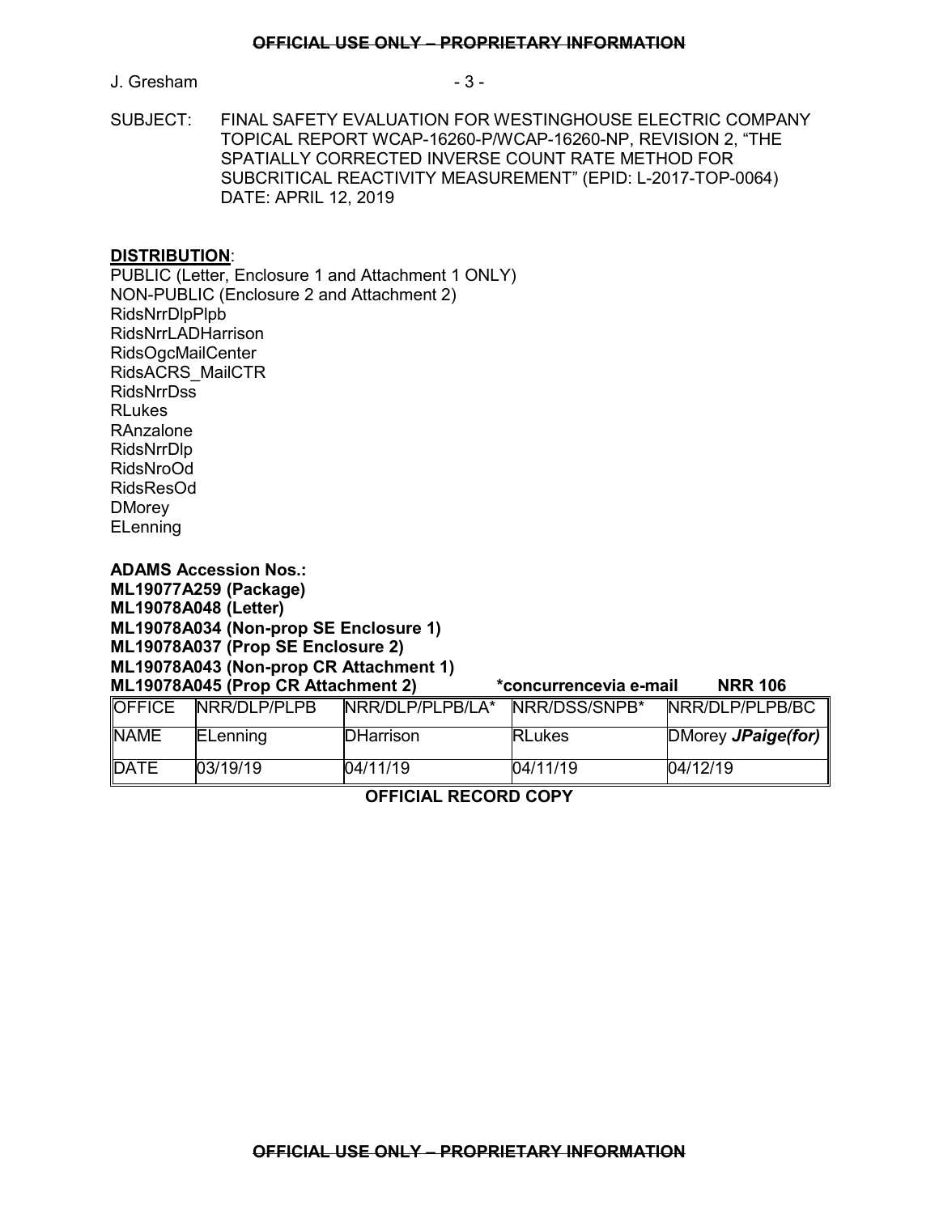SUBJECT: FINAL SAFETY EVALUATION FOR WESTINGHOUSE ELECTRIC COMPANY TOPICAL REPORT WCAP-16260-P/WCAP-16260-NP, REVISION 2, "THE SPATIALLY CORRECTED INVERSE COUNT RATE METHOD FOR SUBCRITICAL REACTIVITY MEASUREMENT" (EPID: L-2017-TOP-0064) DATE: APRIL 12, 2019

**DISTRIBUTION**:
PUBLIC (Letter, Enclosure 1 and Attachment 1 ONLY)
NON-PUBLIC (Enclosure 2 and Attachment 2)
RidsNrrDlpPlpb
RidsNrrLADHarrison
RidsOgcMailCenter
RidsACRS_MailCTR
RidsNrrDss
RLukes
RAnzalone
RidsNrrDlp
RidsNroOd
RidsResOd
DMorey
ELenning

**ADAMS Accession Nos.:**
**ML19077A259 (Package)**
**ML19078A048 (Letter)**
**ML19078A034 (Non-prop SE Enclosure 1)**
**ML19078A037 (Prop SE Enclosure 2)**
**ML19078A043 (Non-prop CR Attachment 1)**
**ML19078A045 (Prop CR Attachment 2)** **\*concurrencevia e-mail** **NRR 106**

| OFFICE | NRR/DLP/PLPB | NRR/DLP/PLPB/LA* | NRR/DSS/SNPB* | NRR/DLP/PLPB/BC |
|---|---|---|---|---|
| NAME | ELenning | DHarrison | RLukes | DMorey ***JPaige(for)*** |
| DATE | 03/19/19 | 04/11/19 | 04/11/19 | 04/12/19 |

**OFFICIAL RECORD COPY**